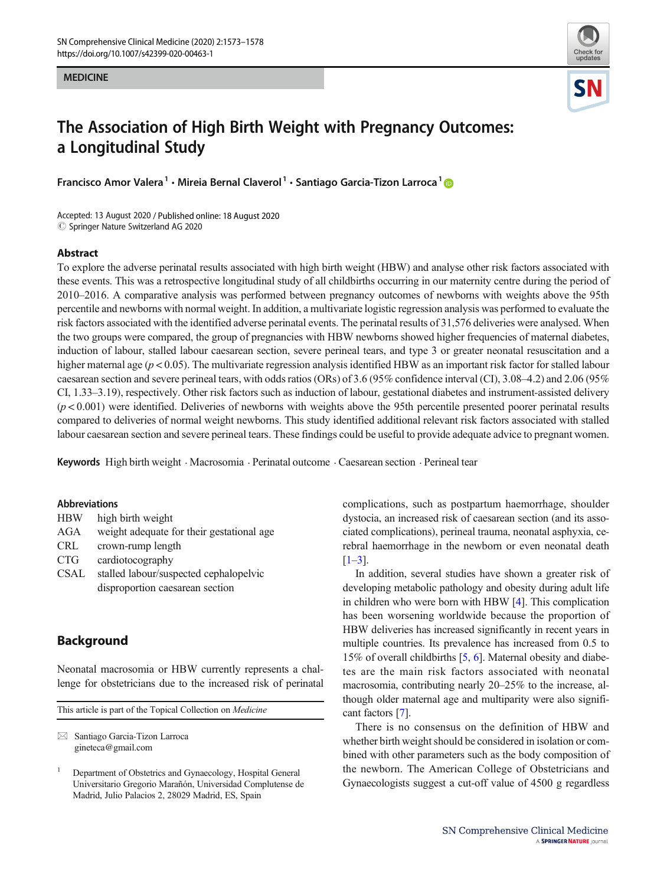MEDICINE

# The Association of High Birth Weight with Pregnancy Outcomes: a Longitudinal Study

Francisco Amor Valera[1] · Mireia Bernal Claverol[1] · Santiago Garcia-Tizon Larroca[1]

Accepted: 13 August 2020 / Published online: 18 August 2020
© Springer Nature Switzerland AG 2020

## Abstract

To explore the adverse perinatal results associated with high birth weight (HBW) and analyse other risk factors associated with these events. This was a retrospective longitudinal study of all childbirths occurring in our maternity centre during the period of 2010–2016. A comparative analysis was performed between pregnancy outcomes of newborns with weights above the 95th percentile and newborns with normal weight. In addition, a multivariate logistic regression analysis was performed to evaluate the risk factors associated with the identified adverse perinatal events. The perinatal results of 31,576 deliveries were analysed. When the two groups were compared, the group of pregnancies with HBW newborns showed higher frequencies of maternal diabetes, induction of labour, stalled labour caesarean section, severe perineal tears, and type 3 or greater neonatal resuscitation and a higher maternal age ($p < 0.05$). The multivariate regression analysis identified HBW as an important risk factor for stalled labour caesarean section and severe perineal tears, with odds ratios (ORs) of 3.6 (95% confidence interval (CI), 3.08–4.2) and 2.06 (95% CI, 1.33–3.19), respectively. Other risk factors such as induction of labour, gestational diabetes and instrument-assisted delivery ($p < 0.001$) were identified. Deliveries of newborns with weights above the 95th percentile presented poorer perinatal results compared to deliveries of normal weight newborns. This study identified additional relevant risk factors associated with stalled labour caesarean section and severe perineal tears. These findings could be useful to provide adequate advice to pregnant women.

**Keywords** High birth weight · Macrosomia · Perinatal outcome · Caesarean section · Perineal tear

### Abbreviations

| | |
|---|---|
| HBW | high birth weight |
| AGA | weight adequate for their gestational age |
| CRL | crown-rump length |
| CTG | cardiotocography |
| CSAL | stalled labour/suspected cephalopelvic disproportion caesarean section |

## Background

Neonatal macrosomia or HBW currently represents a challenge for obstetricians due to the increased risk of perinatal complications, such as postpartum haemorrhage, shoulder dystocia, an increased risk of caesarean section (and its associated complications), perineal trauma, neonatal asphyxia, cerebral haemorrhage in the newborn or even neonatal death [1–3].

In addition, several studies have shown a greater risk of developing metabolic pathology and obesity during adult life in children who were born with HBW [4]. This complication has been worsening worldwide because the proportion of HBW deliveries has increased significantly in recent years in multiple countries. Its prevalence has increased from 0.5 to 15% of overall childbirths [5, 6]. Maternal obesity and diabetes are the main risk factors associated with neonatal macrosomia, contributing nearly 20–25% to the increase, although older maternal age and multiparity were also significant factors [7].

There is no consensus on the definition of HBW and whether birth weight should be considered in isolation or combined with other parameters such as the body composition of the newborn. The American College of Obstetricians and Gynaecologists suggest a cut-off value of 4500 g regardless

---

This article is part of the Topical Collection on *Medicine*

✉ Santiago Garcia-Tizon Larroca
gineteca@gmail.com

[1] Department of Obstetrics and Gynaecology, Hospital General Universitario Gregorio Marañón, Universidad Complutense de Madrid, Julio Palacios 2, 28029 Madrid, ES, Spain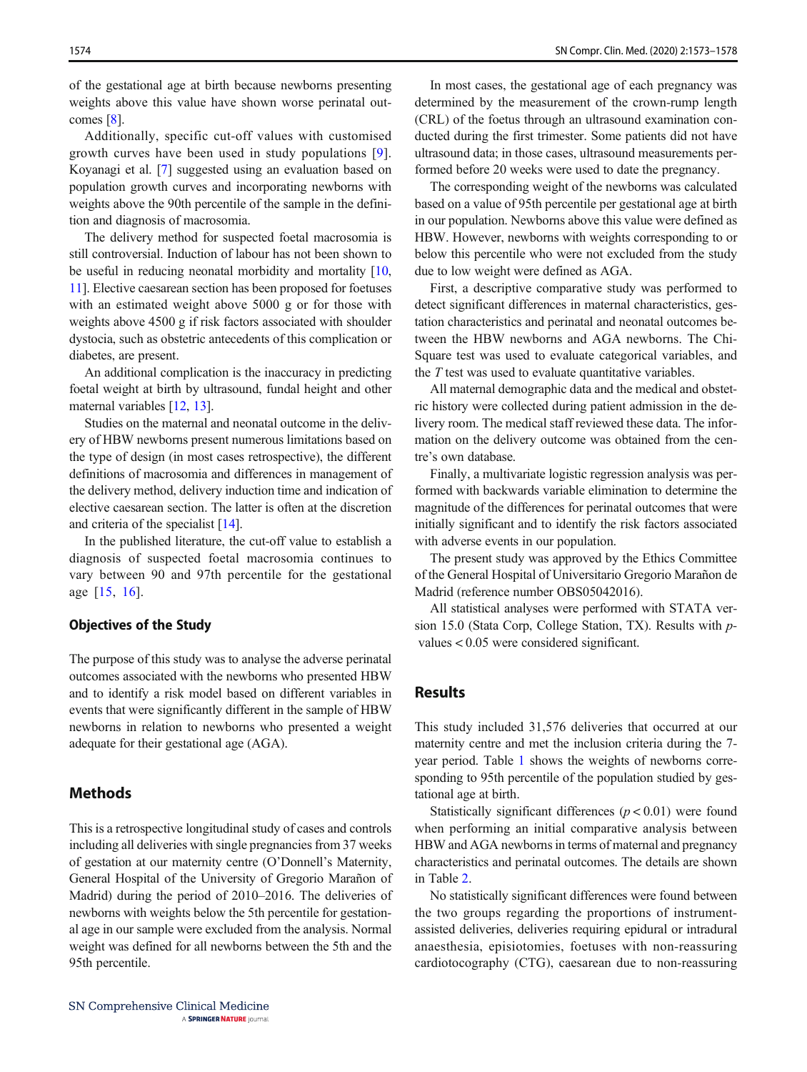of the gestational age at birth because newborns presenting weights above this value have shown worse perinatal outcomes [8].

Additionally, specific cut-off values with customised growth curves have been used in study populations [9]. Koyanagi et al. [7] suggested using an evaluation based on population growth curves and incorporating newborns with weights above the 90th percentile of the sample in the definition and diagnosis of macrosomia.

The delivery method for suspected foetal macrosomia is still controversial. Induction of labour has not been shown to be useful in reducing neonatal morbidity and mortality [10, 11]. Elective caesarean section has been proposed for foetuses with an estimated weight above 5000 g or for those with weights above 4500 g if risk factors associated with shoulder dystocia, such as obstetric antecedents of this complication or diabetes, are present.

An additional complication is the inaccuracy in predicting foetal weight at birth by ultrasound, fundal height and other maternal variables [12, 13].

Studies on the maternal and neonatal outcome in the delivery of HBW newborns present numerous limitations based on the type of design (in most cases retrospective), the different definitions of macrosomia and differences in management of the delivery method, delivery induction time and indication of elective caesarean section. The latter is often at the discretion and criteria of the specialist [14].

In the published literature, the cut-off value to establish a diagnosis of suspected foetal macrosomia continues to vary between 90 and 97th percentile for the gestational age [15, 16].

### Objectives of the Study

The purpose of this study was to analyse the adverse perinatal outcomes associated with the newborns who presented HBW and to identify a risk model based on different variables in events that were significantly different in the sample of HBW newborns in relation to newborns who presented a weight adequate for their gestational age (AGA).

## Methods

This is a retrospective longitudinal study of cases and controls including all deliveries with single pregnancies from 37 weeks of gestation at our maternity centre (O'Donnell's Maternity, General Hospital of the University of Gregorio Marañon of Madrid) during the period of 2010–2016. The deliveries of newborns with weights below the 5th percentile for gestational age in our sample were excluded from the analysis. Normal weight was defined for all newborns between the 5th and the 95th percentile.

In most cases, the gestational age of each pregnancy was determined by the measurement of the crown-rump length (CRL) of the foetus through an ultrasound examination conducted during the first trimester. Some patients did not have ultrasound data; in those cases, ultrasound measurements performed before 20 weeks were used to date the pregnancy.

The corresponding weight of the newborns was calculated based on a value of 95th percentile per gestational age at birth in our population. Newborns above this value were defined as HBW. However, newborns with weights corresponding to or below this percentile who were not excluded from the study due to low weight were defined as AGA.

First, a descriptive comparative study was performed to detect significant differences in maternal characteristics, gestation characteristics and perinatal and neonatal outcomes between the HBW newborns and AGA newborns. The Chi-Square test was used to evaluate categorical variables, and the *T* test was used to evaluate quantitative variables.

All maternal demographic data and the medical and obstetric history were collected during patient admission in the delivery room. The medical staff reviewed these data. The information on the delivery outcome was obtained from the centre's own database.

Finally, a multivariate logistic regression analysis was performed with backwards variable elimination to determine the magnitude of the differences for perinatal outcomes that were initially significant and to identify the risk factors associated with adverse events in our population.

The present study was approved by the Ethics Committee of the General Hospital of Universitario Gregorio Marañon de Madrid (reference number OBS05042016).

All statistical analyses were performed with STATA version 15.0 (Stata Corp, College Station, TX). Results with $p$-values $< 0.05$ were considered significant.

## Results

This study included 31,576 deliveries that occurred at our maternity centre and met the inclusion criteria during the 7-year period. Table 1 shows the weights of newborns corresponding to 95th percentile of the population studied by gestational age at birth.

Statistically significant differences ($p < 0.01$) were found when performing an initial comparative analysis between HBW and AGA newborns in terms of maternal and pregnancy characteristics and perinatal outcomes. The details are shown in Table 2.

No statistically significant differences were found between the two groups regarding the proportions of instrument-assisted deliveries, deliveries requiring epidural or intradural anaesthesia, episiotomies, foetuses with non-reassuring cardiotocography (CTG), caesarean due to non-reassuring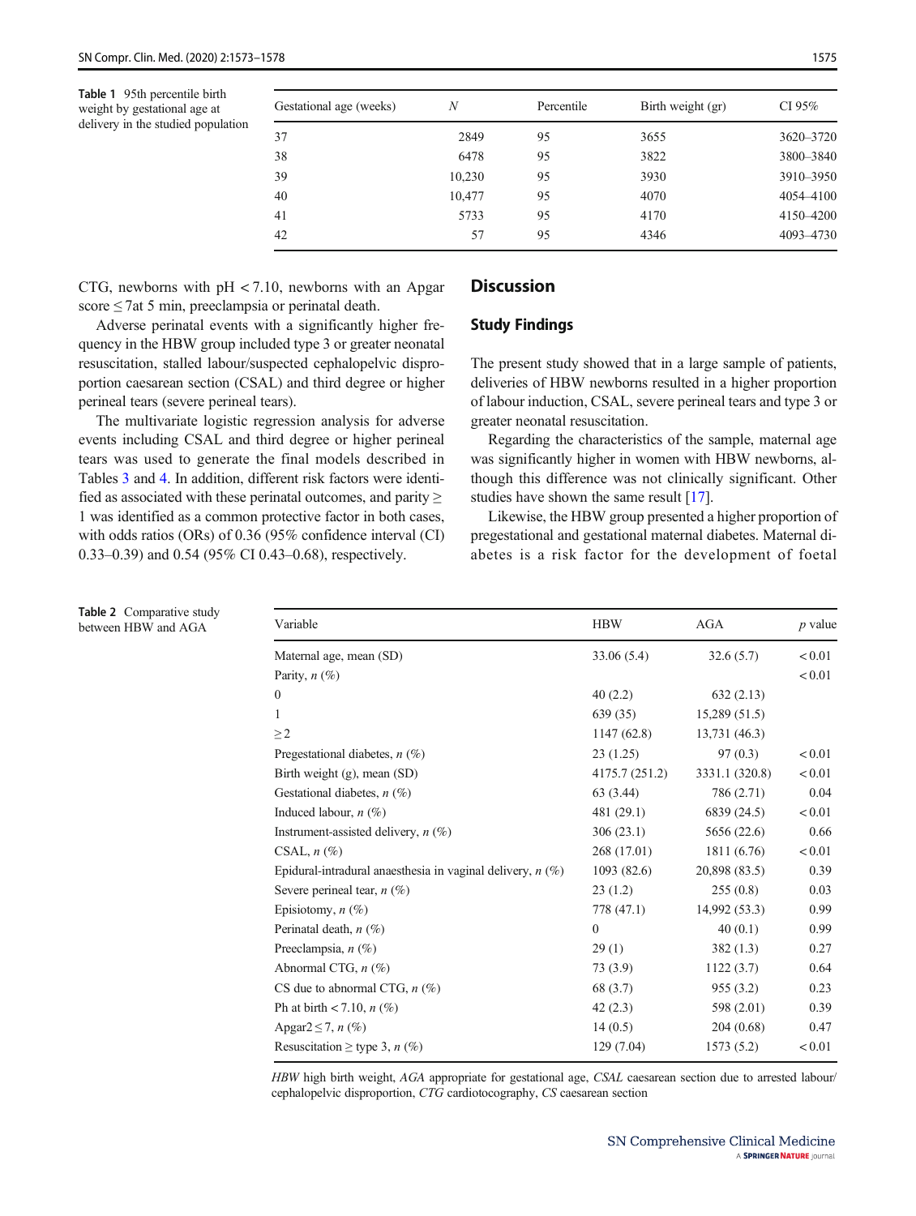Table 1 95th percentile birth weight by gestational age at delivery in the studied population

| Gestational age (weeks) | N | Percentile | Birth weight (gr) | CI 95% |
|---|---|---|---|---|
| 37 | 2849 | 95 | 3655 | 3620–3720 |
| 38 | 6478 | 95 | 3822 | 3800–3840 |
| 39 | 10,230 | 95 | 3930 | 3910–3950 |
| 40 | 10,477 | 95 | 4070 | 4054–4100 |
| 41 | 5733 | 95 | 4170 | 4150–4200 |
| 42 | 57 | 95 | 4346 | 4093–4730 |

CTG, newborns with pH < 7.10, newborns with an Apgar score ≤ 7at 5 min, preeclampsia or perinatal death.

Adverse perinatal events with a significantly higher frequency in the HBW group included type 3 or greater neonatal resuscitation, stalled labour/suspected cephalopelvic disproportion caesarean section (CSAL) and third degree or higher perineal tears (severe perineal tears).

The multivariate logistic regression analysis for adverse events including CSAL and third degree or higher perineal tears was used to generate the final models described in Tables 3 and 4. In addition, different risk factors were identified as associated with these perinatal outcomes, and parity ≥ 1 was identified as a common protective factor in both cases, with odds ratios (ORs) of 0.36 (95% confidence interval (CI) 0.33–0.39) and 0.54 (95% CI 0.43–0.68), respectively.

## Discussion

### Study Findings

The present study showed that in a large sample of patients, deliveries of HBW newborns resulted in a higher proportion of labour induction, CSAL, severe perineal tears and type 3 or greater neonatal resuscitation.

Regarding the characteristics of the sample, maternal age was significantly higher in women with HBW newborns, although this difference was not clinically significant. Other studies have shown the same result [17].

Likewise, the HBW group presented a higher proportion of pregestational and gestational maternal diabetes. Maternal diabetes is a risk factor for the development of foetal

Table 2 Comparative study between HBW and AGA

| Variable | HBW | AGA | *p* value |
|---|---|---|---|
| Maternal age, mean (SD) | 33.06 (5.4) | 32.6 (5.7) | < 0.01 |
| Parity, *n* (%) | | | < 0.01 |
| 0 | 40 (2.2) | 632 (2.13) | |
| 1 | 639 (35) | 15,289 (51.5) | |
| ≥ 2 | 1147 (62.8) | 13,731 (46.3) | |
| Pregestational diabetes, *n* (%) | 23 (1.25) | 97 (0.3) | < 0.01 |
| Birth weight (g), mean (SD) | 4175.7 (251.2) | 3331.1 (320.8) | < 0.01 |
| Gestational diabetes, *n* (%) | 63 (3.44) | 786 (2.71) | 0.04 |
| Induced labour, *n* (%) | 481 (29.1) | 6839 (24.5) | < 0.01 |
| Instrument-assisted delivery, *n* (%) | 306 (23.1) | 5656 (22.6) | 0.66 |
| CSAL, *n* (%) | 268 (17.01) | 1811 (6.76) | < 0.01 |
| Epidural-intradural anaesthesia in vaginal delivery, *n* (%) | 1093 (82.6) | 20,898 (83.5) | 0.39 |
| Severe perineal tear, *n* (%) | 23 (1.2) | 255 (0.8) | 0.03 |
| Episiotomy, *n* (%) | 778 (47.1) | 14,992 (53.3) | 0.99 |
| Perinatal death, *n* (%) | 0 | 40 (0.1) | 0.99 |
| Preeclampsia, *n* (%) | 29 (1) | 382 (1.3) | 0.27 |
| Abnormal CTG, *n* (%) | 73 (3.9) | 1122 (3.7) | 0.64 |
| CS due to abnormal CTG, *n* (%) | 68 (3.7) | 955 (3.2) | 0.23 |
| Ph at birth < 7.10, *n* (%) | 42 (2.3) | 598 (2.01) | 0.39 |
| Apgar2 ≤ 7, *n* (%) | 14 (0.5) | 204 (0.68) | 0.47 |
| Resuscitation ≥ type 3, *n* (%) | 129 (7.04) | 1573 (5.2) | < 0.01 |

*HBW* high birth weight, *AGA* appropriate for gestational age, *CSAL* caesarean section due to arrested labour/cephalopelvic disproportion, *CTG* cardiotocography, *CS* caesarean section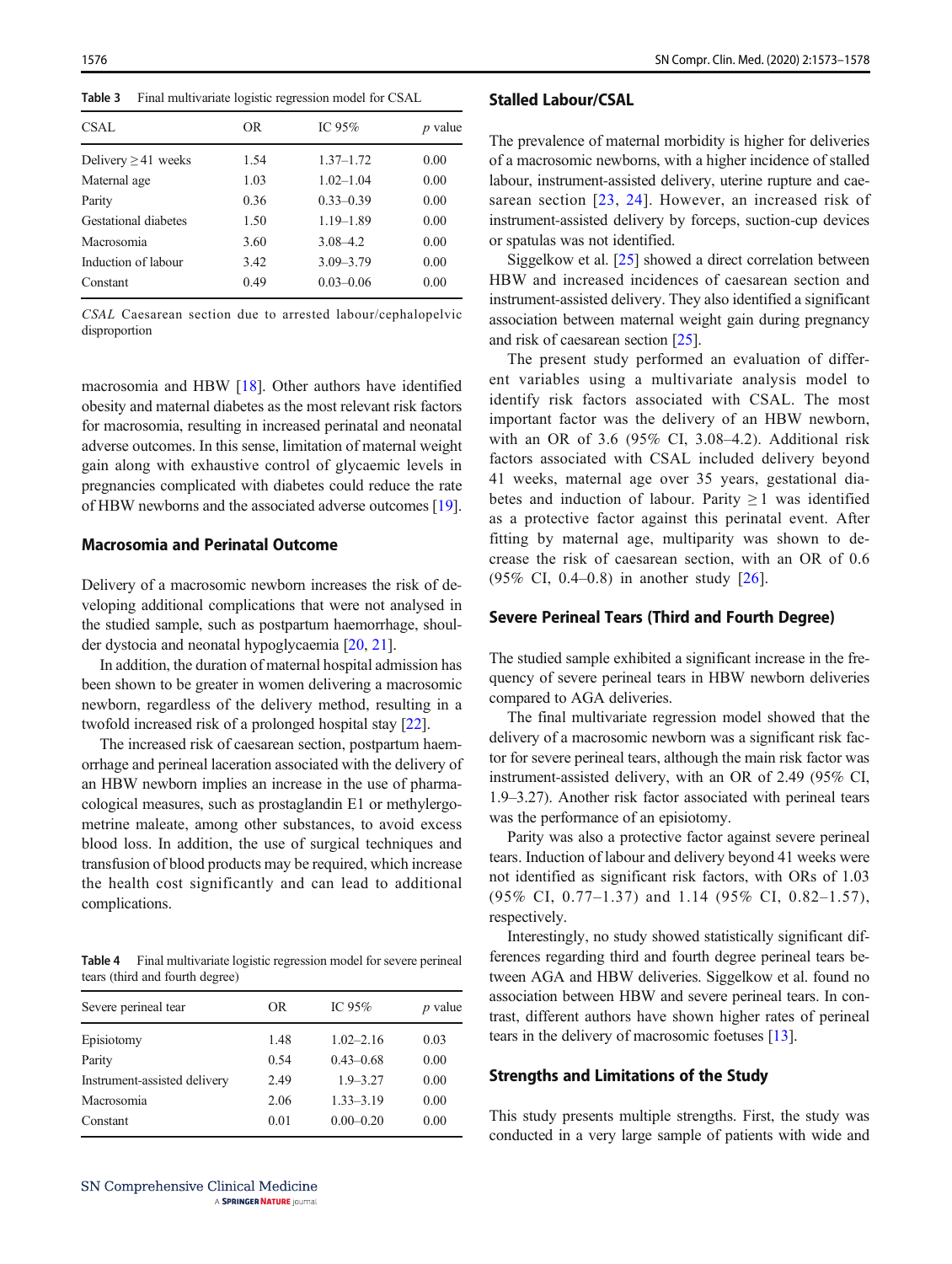Table 3 Final multivariate logistic regression model for CSAL

| CSAL | OR | IC 95% | *p* value |
|---|---|---|---|
| Delivery ≥ 41 weeks | 1.54 | 1.37–1.72 | 0.00 |
| Maternal age | 1.03 | 1.02–1.04 | 0.00 |
| Parity | 0.36 | 0.33–0.39 | 0.00 |
| Gestational diabetes | 1.50 | 1.19–1.89 | 0.00 |
| Macrosomia | 3.60 | 3.08–4.2 | 0.00 |
| Induction of labour | 3.42 | 3.09–3.79 | 0.00 |
| Constant | 0.49 | 0.03–0.06 | 0.00 |

*CSAL* Caesarean section due to arrested labour/cephalopelvic disproportion

macrosomia and HBW [18]. Other authors have identified obesity and maternal diabetes as the most relevant risk factors for macrosomia, resulting in increased perinatal and neonatal adverse outcomes. In this sense, limitation of maternal weight gain along with exhaustive control of glycaemic levels in pregnancies complicated with diabetes could reduce the rate of HBW newborns and the associated adverse outcomes [19].

### Macrosomia and Perinatal Outcome

Delivery of a macrosomic newborn increases the risk of developing additional complications that were not analysed in the studied sample, such as postpartum haemorrhage, shoulder dystocia and neonatal hypoglycaemia [20, 21].

In addition, the duration of maternal hospital admission has been shown to be greater in women delivering a macrosomic newborn, regardless of the delivery method, resulting in a twofold increased risk of a prolonged hospital stay [22].

The increased risk of caesarean section, postpartum haemorrhage and perineal laceration associated with the delivery of an HBW newborn implies an increase in the use of pharmacological measures, such as prostaglandin E1 or methylergometrine maleate, among other substances, to avoid excess blood loss. In addition, the use of surgical techniques and transfusion of blood products may be required, which increase the health cost significantly and can lead to additional complications.

Table 4 Final multivariate logistic regression model for severe perineal tears (third and fourth degree)

| Severe perineal tear | OR | IC 95% | *p* value |
|---|---|---|---|
| Episiotomy | 1.48 | 1.02–2.16 | 0.03 |
| Parity | 0.54 | 0.43–0.68 | 0.00 |
| Instrument-assisted delivery | 2.49 | 1.9–3.27 | 0.00 |
| Macrosomia | 2.06 | 1.33–3.19 | 0.00 |
| Constant | 0.01 | 0.00–0.20 | 0.00 |

### Stalled Labour/CSAL

The prevalence of maternal morbidity is higher for deliveries of a macrosomic newborns, with a higher incidence of stalled labour, instrument-assisted delivery, uterine rupture and caesarean section [23, 24]. However, an increased risk of instrument-assisted delivery by forceps, suction-cup devices or spatulas was not identified.

Siggelkow et al. [25] showed a direct correlation between HBW and increased incidences of caesarean section and instrument-assisted delivery. They also identified a significant association between maternal weight gain during pregnancy and risk of caesarean section [25].

The present study performed an evaluation of different variables using a multivariate analysis model to identify risk factors associated with CSAL. The most important factor was the delivery of an HBW newborn, with an OR of 3.6 (95% CI, 3.08–4.2). Additional risk factors associated with CSAL included delivery beyond 41 weeks, maternal age over 35 years, gestational diabetes and induction of labour. Parity ≥ 1 was identified as a protective factor against this perinatal event. After fitting by maternal age, multiparity was shown to decrease the risk of caesarean section, with an OR of 0.6 (95% CI, 0.4–0.8) in another study [26].

### Severe Perineal Tears (Third and Fourth Degree)

The studied sample exhibited a significant increase in the frequency of severe perineal tears in HBW newborn deliveries compared to AGA deliveries.

The final multivariate regression model showed that the delivery of a macrosomic newborn was a significant risk factor for severe perineal tears, although the main risk factor was instrument-assisted delivery, with an OR of 2.49 (95% CI, 1.9–3.27). Another risk factor associated with perineal tears was the performance of an episiotomy.

Parity was also a protective factor against severe perineal tears. Induction of labour and delivery beyond 41 weeks were not identified as significant risk factors, with ORs of 1.03 (95% CI, 0.77–1.37) and 1.14 (95% CI, 0.82–1.57), respectively.

Interestingly, no study showed statistically significant differences regarding third and fourth degree perineal tears between AGA and HBW deliveries. Siggelkow et al. found no association between HBW and severe perineal tears. In contrast, different authors have shown higher rates of perineal tears in the delivery of macrosomic foetuses [13].

### Strengths and Limitations of the Study

This study presents multiple strengths. First, the study was conducted in a very large sample of patients with wide and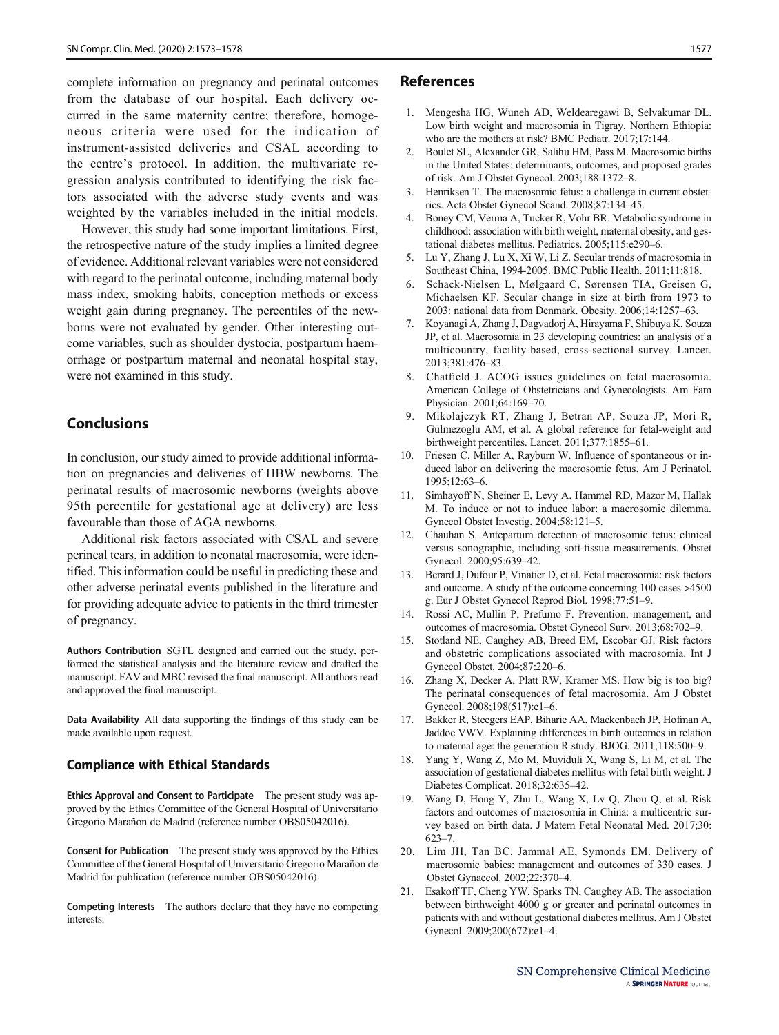complete information on pregnancy and perinatal outcomes from the database of our hospital. Each delivery occurred in the same maternity centre; therefore, homogeneous criteria were used for the indication of instrument-assisted deliveries and CSAL according to the centre's protocol. In addition, the multivariate regression analysis contributed to identifying the risk factors associated with the adverse study events and was weighted by the variables included in the initial models.

However, this study had some important limitations. First, the retrospective nature of the study implies a limited degree of evidence. Additional relevant variables were not considered with regard to the perinatal outcome, including maternal body mass index, smoking habits, conception methods or excess weight gain during pregnancy. The percentiles of the newborns were not evaluated by gender. Other interesting outcome variables, such as shoulder dystocia, postpartum haemorrhage or postpartum maternal and neonatal hospital stay, were not examined in this study.

## Conclusions

In conclusion, our study aimed to provide additional information on pregnancies and deliveries of HBW newborns. The perinatal results of macrosomic newborns (weights above 95th percentile for gestational age at delivery) are less favourable than those of AGA newborns.

Additional risk factors associated with CSAL and severe perineal tears, in addition to neonatal macrosomia, were identified. This information could be useful in predicting these and other adverse perinatal events published in the literature and for providing adequate advice to patients in the third trimester of pregnancy.

**Authors Contribution** SGTL designed and carried out the study, performed the statistical analysis and the literature review and drafted the manuscript. FAV and MBC revised the final manuscript. All authors read and approved the final manuscript.

**Data Availability** All data supporting the findings of this study can be made available upon request.

### Compliance with Ethical Standards

**Ethics Approval and Consent to Participate** The present study was approved by the Ethics Committee of the General Hospital of Universitario Gregorio Marañon de Madrid (reference number OBS05042016).

**Consent for Publication** The present study was approved by the Ethics Committee of the General Hospital of Universitario Gregorio Marañon de Madrid for publication (reference number OBS05042016).

**Competing Interests** The authors declare that they have no competing interests.

## References

1. Mengesha HG, Wuneh AD, Weldearegawi B, Selvakumar DL. Low birth weight and macrosomia in Tigray, Northern Ethiopia: who are the mothers at risk? BMC Pediatr. 2017;17:144.
2. Boulet SL, Alexander GR, Salihu HM, Pass M. Macrosomic births in the United States: determinants, outcomes, and proposed grades of risk. Am J Obstet Gynecol. 2003;188:1372–8.
3. Henriksen T. The macrosomic fetus: a challenge in current obstetrics. Acta Obstet Gynecol Scand. 2008;87:134–45.
4. Boney CM, Verma A, Tucker R, Vohr BR. Metabolic syndrome in childhood: association with birth weight, maternal obesity, and gestational diabetes mellitus. Pediatrics. 2005;115:e290–6.
5. Lu Y, Zhang J, Lu X, Xi W, Li Z. Secular trends of macrosomia in Southeast China, 1994-2005. BMC Public Health. 2011;11:818.
6. Schack-Nielsen L, Mølgaard C, Sørensen TIA, Greisen G, Michaelsen KF. Secular change in size at birth from 1973 to 2003: national data from Denmark. Obesity. 2006;14:1257–63.
7. Koyanagi A, Zhang J, Dagvadorj A, Hirayama F, Shibuya K, Souza JP, et al. Macrosomia in 23 developing countries: an analysis of a multicountry, facility-based, cross-sectional survey. Lancet. 2013;381:476–83.
8. Chatfield J. ACOG issues guidelines on fetal macrosomia. American College of Obstetricians and Gynecologists. Am Fam Physician. 2001;64:169–70.
9. Mikolajczyk RT, Zhang J, Betran AP, Souza JP, Mori R, Gülmezoglu AM, et al. A global reference for fetal-weight and birthweight percentiles. Lancet. 2011;377:1855–61.
10. Friesen C, Miller A, Rayburn W. Influence of spontaneous or induced labor on delivering the macrosomic fetus. Am J Perinatol. 1995;12:63–6.
11. Simhayoff N, Sheiner E, Levy A, Hammel RD, Mazor M, Hallak M. To induce or not to induce labor: a macrosomic dilemma. Gynecol Obstet Investig. 2004;58:121–5.
12. Chauhan S. Antepartum detection of macrosomic fetus: clinical versus sonographic, including soft-tissue measurements. Obstet Gynecol. 2000;95:639–42.
13. Berard J, Dufour P, Vinatier D, et al. Fetal macrosomia: risk factors and outcome. A study of the outcome concerning 100 cases >4500 g. Eur J Obstet Gynecol Reprod Biol. 1998;77:51–9.
14. Rossi AC, Mullin P, Prefumo F. Prevention, management, and outcomes of macrosomia. Obstet Gynecol Surv. 2013;68:702–9.
15. Stotland NE, Caughey AB, Breed EM, Escobar GJ. Risk factors and obstetric complications associated with macrosomia. Int J Gynecol Obstet. 2004;87:220–6.
16. Zhang X, Decker A, Platt RW, Kramer MS. How big is too big? The perinatal consequences of fetal macrosomia. Am J Obstet Gynecol. 2008;198(517):e1–6.
17. Bakker R, Steegers EAP, Biharie AA, Mackenbach JP, Hofman A, Jaddoe VWV. Explaining differences in birth outcomes in relation to maternal age: the generation R study. BJOG. 2011;118:500–9.
18. Yang Y, Wang Z, Mo M, Muyiduli X, Wang S, Li M, et al. The association of gestational diabetes mellitus with fetal birth weight. J Diabetes Complicat. 2018;32:635–42.
19. Wang D, Hong Y, Zhu L, Wang X, Lv Q, Zhou Q, et al. Risk factors and outcomes of macrosomia in China: a multicentric survey based on birth data. J Matern Fetal Neonatal Med. 2017;30:623–7.
20. Lim JH, Tan BC, Jammal AE, Symonds EM. Delivery of macrosomic babies: management and outcomes of 330 cases. J Obstet Gynaecol. 2002;22:370–4.
21. Esakoff TF, Cheng YW, Sparks TN, Caughey AB. The association between birthweight 4000 g or greater and perinatal outcomes in patients with and without gestational diabetes mellitus. Am J Obstet Gynecol. 2009;200(672):e1–4.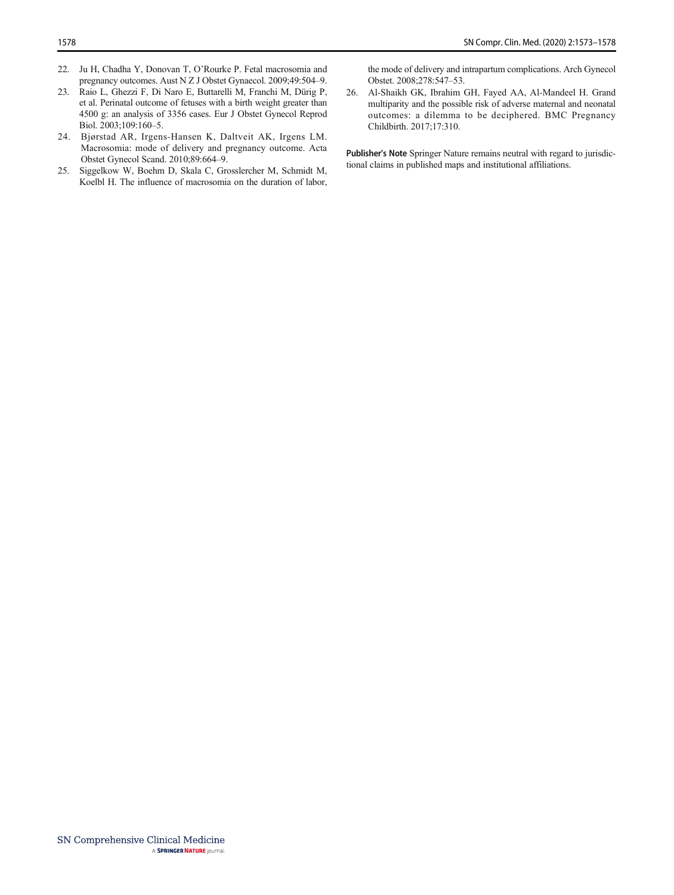22. Ju H, Chadha Y, Donovan T, O'Rourke P. Fetal macrosomia and pregnancy outcomes. Aust N Z J Obstet Gynaecol. 2009;49:504–9.
23. Raio L, Ghezzi F, Di Naro E, Buttarelli M, Franchi M, Dürig P, et al. Perinatal outcome of fetuses with a birth weight greater than 4500 g: an analysis of 3356 cases. Eur J Obstet Gynecol Reprod Biol. 2003;109:160–5.
24. Bjørstad AR, Irgens-Hansen K, Daltveit AK, Irgens LM. Macrosomia: mode of delivery and pregnancy outcome. Acta Obstet Gynecol Scand. 2010;89:664–9.
25. Siggelkow W, Boehm D, Skala C, Grosslercher M, Schmidt M, Koelbl H. The influence of macrosomia on the duration of labor, the mode of delivery and intrapartum complications. Arch Gynecol Obstet. 2008;278:547–53.
26. Al-Shaikh GK, Ibrahim GH, Fayed AA, Al-Mandeel H. Grand multiparity and the possible risk of adverse maternal and neonatal outcomes: a dilemma to be deciphered. BMC Pregnancy Childbirth. 2017;17:310.

**Publisher's Note** Springer Nature remains neutral with regard to jurisdictional claims in published maps and institutional affiliations.